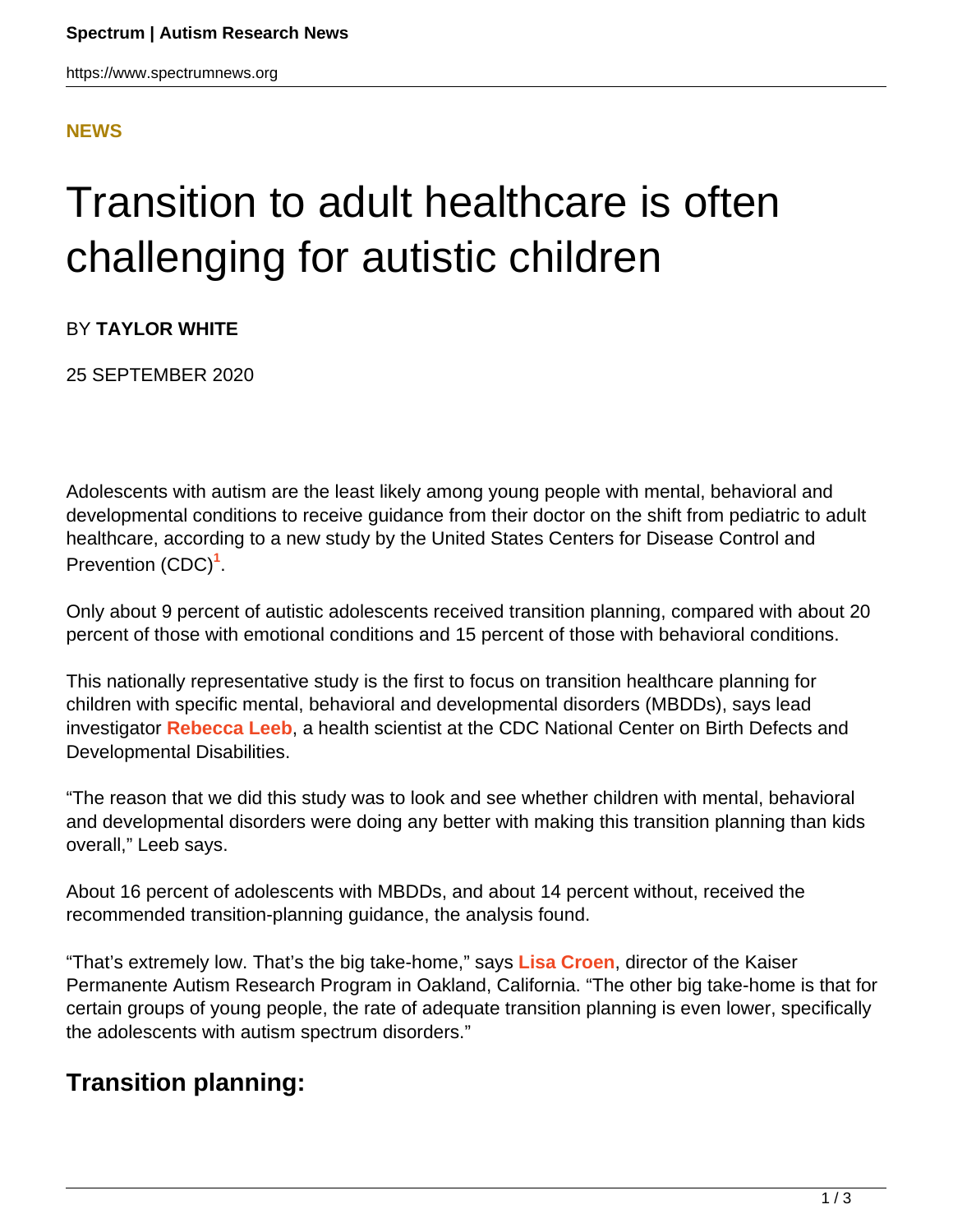**NEWS**

# Transition to adult healthcare is often challenging for autistic children

BY **TAYLOR WHITE**

25 SEPTEMBER 2020

Adolescents with autism are the least likely among young people with mental, behavioral and developmental conditions to receive guidance from their doctor on the shift from pediatric to adult healthcare, according to a new study by the United States Centers for Disease Control and Prevention (CDC)[1].

Only about 9 percent of autistic adolescents received transition planning, compared with about 20 percent of those with emotional conditions and 15 percent of those with behavioral conditions.

This nationally representative study is the first to focus on transition healthcare planning for children with specific mental, behavioral and developmental disorders (MBDDs), says lead investigator **Rebecca Leeb**, a health scientist at the CDC National Center on Birth Defects and Developmental Disabilities.

"The reason that we did this study was to look and see whether children with mental, behavioral and developmental disorders were doing any better with making this transition planning than kids overall," Leeb says.

About 16 percent of adolescents with MBDDs, and about 14 percent without, received the recommended transition-planning guidance, the analysis found.

"That's extremely low. That's the big take-home," says **Lisa Croen**, director of the Kaiser Permanente Autism Research Program in Oakland, California. "The other big take-home is that for certain groups of young people, the rate of adequate transition planning is even lower, specifically the adolescents with autism spectrum disorders."

## Transition planning: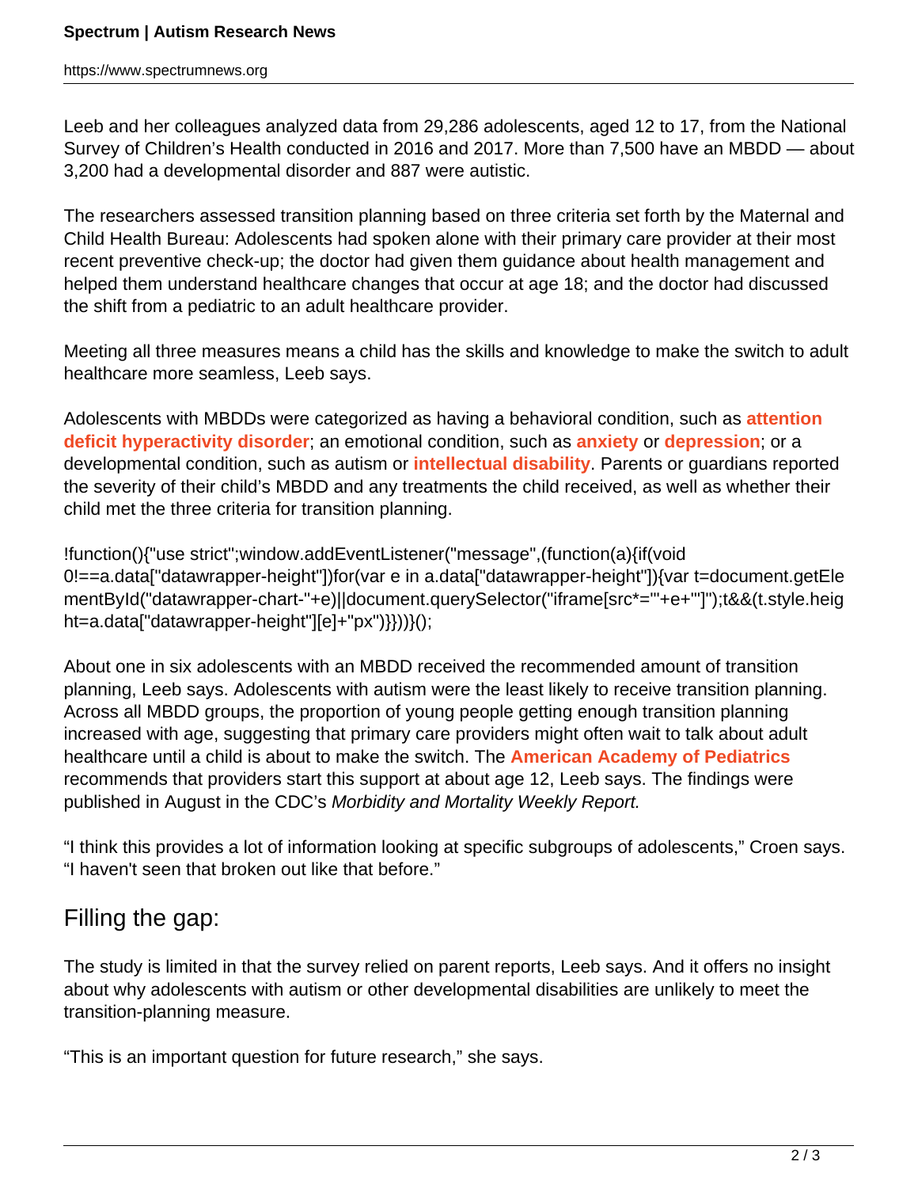Leeb and her colleagues analyzed data from 29,286 adolescents, aged 12 to 17, from the National Survey of Children's Health conducted in 2016 and 2017. More than 7,500 have an MBDD — about 3,200 had a developmental disorder and 887 were autistic.

The researchers assessed transition planning based on three criteria set forth by the Maternal and Child Health Bureau: Adolescents had spoken alone with their primary care provider at their most recent preventive check-up; the doctor had given them guidance about health management and helped them understand healthcare changes that occur at age 18; and the doctor had discussed the shift from a pediatric to an adult healthcare provider.

Meeting all three measures means a child has the skills and knowledge to make the switch to adult healthcare more seamless, Leeb says.

Adolescents with MBDDs were categorized as having a behavioral condition, such as **attention deficit hyperactivity disorder**; an emotional condition, such as **anxiety** or **depression**; or a developmental condition, such as autism or **intellectual disability**. Parents or guardians reported the severity of their child's MBDD and any treatments the child received, as well as whether their child met the three criteria for transition planning.

```
!function(){"use strict";window.addEventListener("message",(function(a){if(void 0!==a.data["datawrapper-height"])for(var e in a.data["datawrapper-height"]){var t=document.getElementById("datawrapper-chart-"+e)||document.querySelector("iframe[src*='"+e+"']");t&&(t.style.height=a.data["datawrapper-height"][e]+"px")}}))}();
```

About one in six adolescents with an MBDD received the recommended amount of transition planning, Leeb says. Adolescents with autism were the least likely to receive transition planning. Across all MBDD groups, the proportion of young people getting enough transition planning increased with age, suggesting that primary care providers might often wait to talk about adult healthcare until a child is about to make the switch. The **American Academy of Pediatrics** recommends that providers start this support at about age 12, Leeb says. The findings were published in August in the CDC's *Morbidity and Mortality Weekly Report.*

"I think this provides a lot of information looking at specific subgroups of adolescents," Croen says. "I haven't seen that broken out like that before."

## Filling the gap:

The study is limited in that the survey relied on parent reports, Leeb says. And it offers no insight about why adolescents with autism or other developmental disabilities are unlikely to meet the transition-planning measure.

"This is an important question for future research," she says.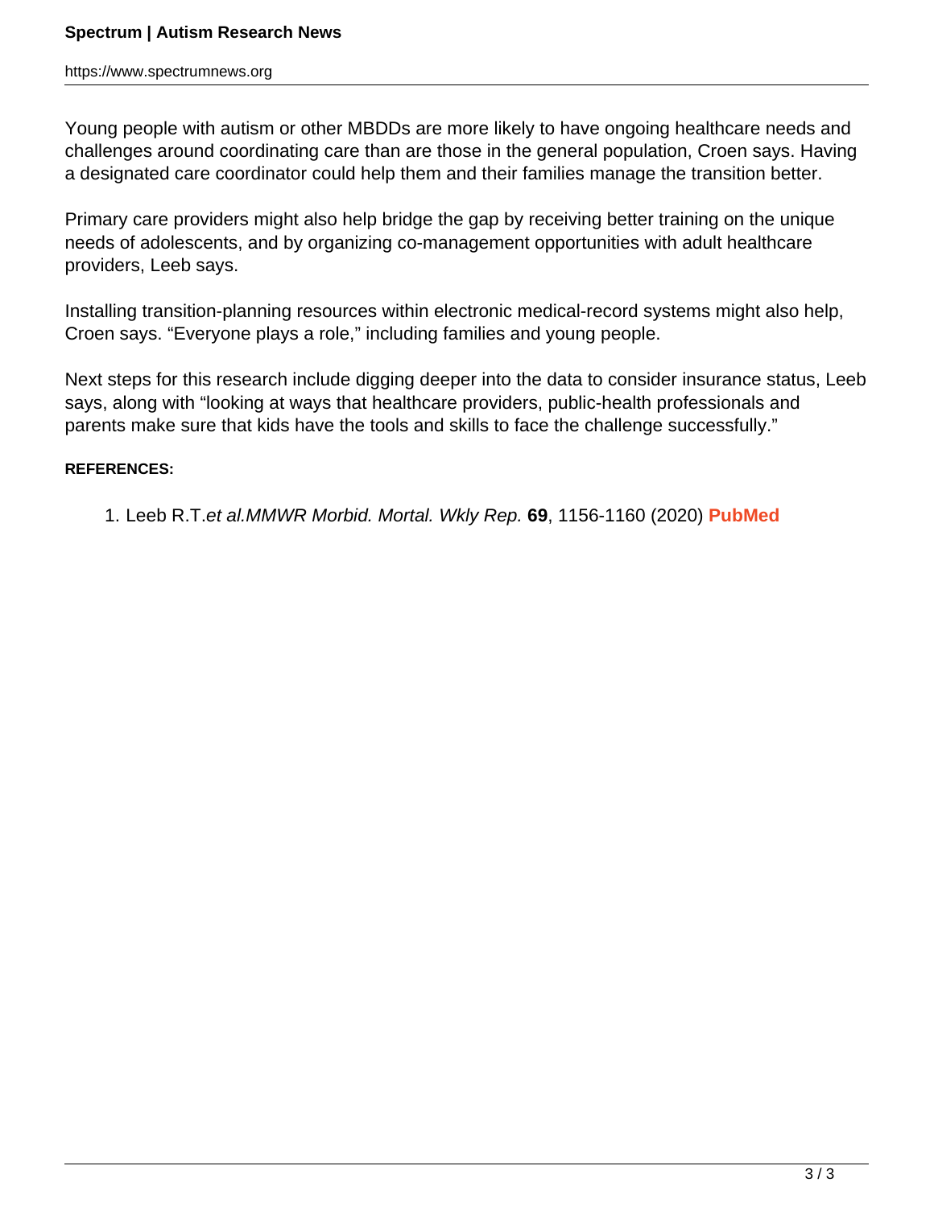Young people with autism or other MBDDs are more likely to have ongoing healthcare needs and challenges around coordinating care than are those in the general population, Croen says. Having a designated care coordinator could help them and their families manage the transition better.

Primary care providers might also help bridge the gap by receiving better training on the unique needs of adolescents, and by organizing co-management opportunities with adult healthcare providers, Leeb says.

Installing transition-planning resources within electronic medical-record systems might also help, Croen says. "Everyone plays a role," including families and young people.

Next steps for this research include digging deeper into the data to consider insurance status, Leeb says, along with "looking at ways that healthcare providers, public-health professionals and parents make sure that kids have the tools and skills to face the challenge successfully."

**REFERENCES:**

1. Leeb R.T. *et al.* *MMWR Morbid. Mortal. Wkly Rep.* **69**, 1156-1160 (2020) **PubMed**